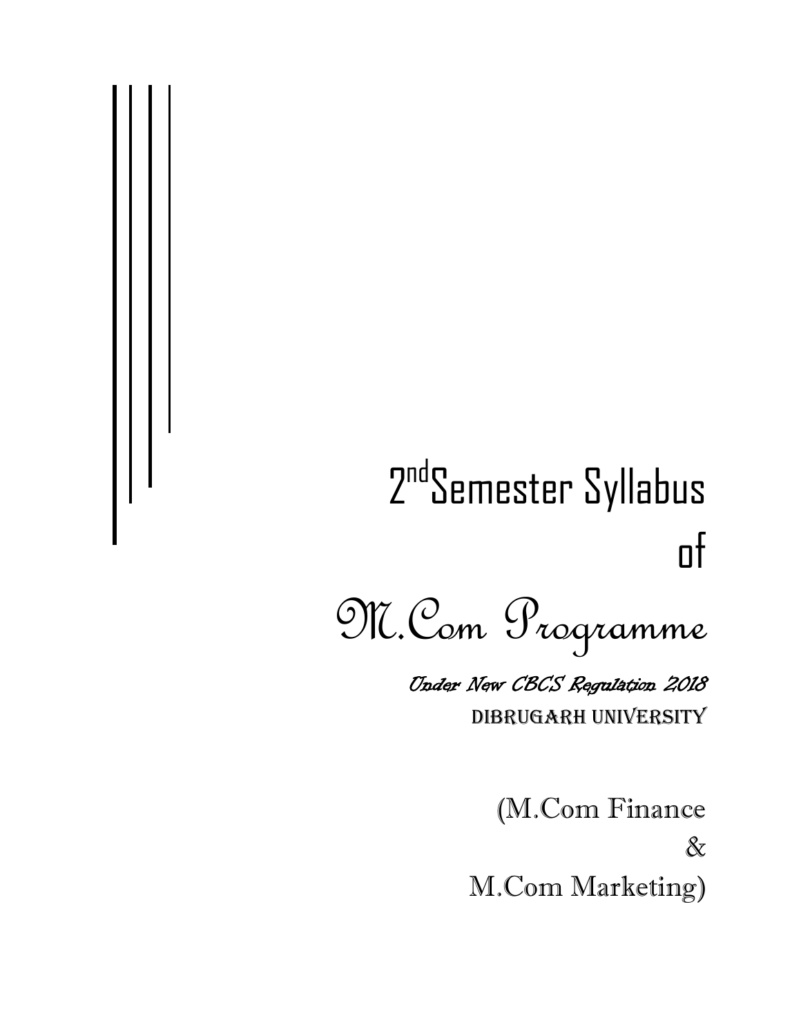# 2nd Semester Syllabus of M.Com Programme

*Under New CBCS Regulation 2018*

DIBRUGARH UNIVERSITY

(M.Com Finance & M.Com Marketing)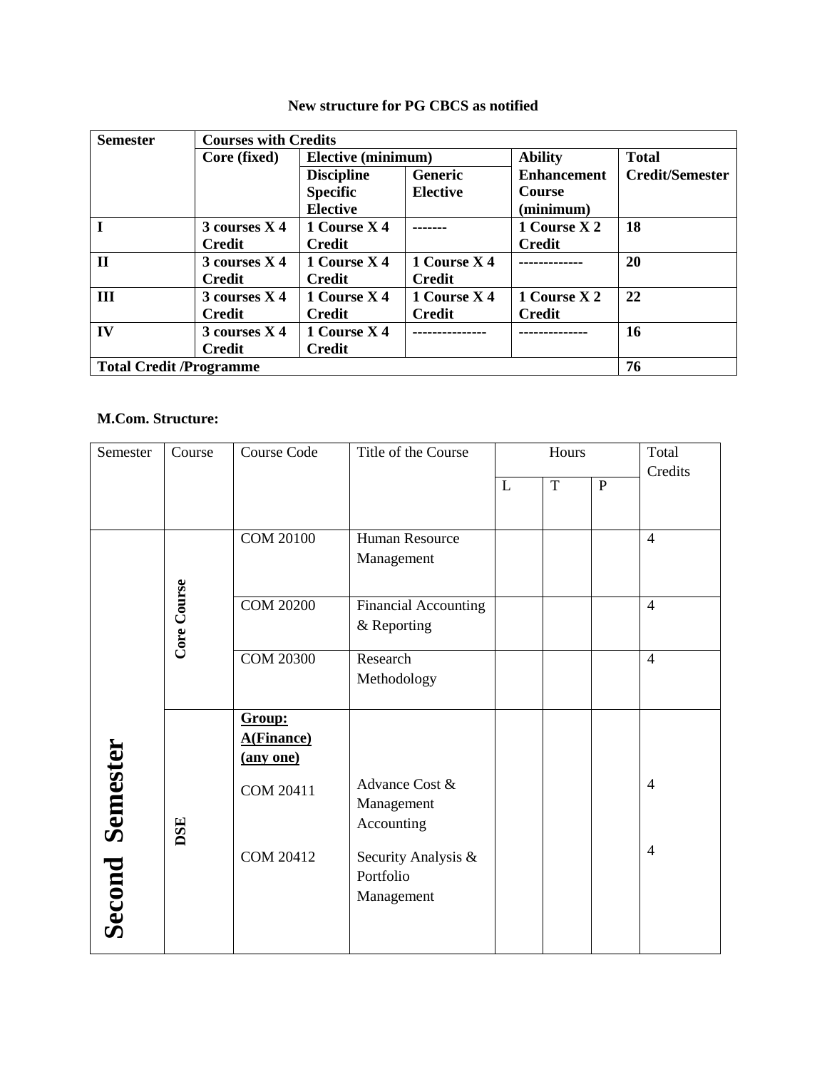**New structure for PG CBCS as notified**

| **Semester** | **Courses with Credits** | | | | |
|---|---|---|---|---|---|
| | **Core (fixed)** | **Elective (minimum)** | | **Ability Enhancement Course (minimum)** | **Total Credit/Semester** |
| | | **Discipline Specific Elective** | **Generic Elective** | | |
| **I** | **3 courses X 4 Credit** | **1 Course X 4 Credit** | ------- | **1 Course X 2 Credit** | **18** |
| **II** | **3 courses X 4 Credit** | **1 Course X 4 Credit** | **1 Course X 4 Credit** | ------------- | **20** |
| **III** | **3 courses X 4 Credit** | **1 Course X 4 Credit** | **1 Course X 4 Credit** | **1 Course X 2 Credit** | **22** |
| **IV** | **3 courses X 4 Credit** | **1 Course X 4 Credit** | --------------- | -------------- | **16** |
| **Total Credit /Programme** | | | | | **76** |

**M.Com. Structure:**

| Semester | Course | Course Code | Title of the Course | Hours | | | Total Credits |
|---|---|---|---|---|---|---|---|
| | | | | L | T | P | |
| **Second Semester** | **Core Course** | COM 20100 | Human Resource Management | | | | 4 |
| | | COM 20200 | Financial Accounting & Reporting | | | | 4 |
| | | COM 20300 | Research Methodology | | | | 4 |
| | **DSE** | **Group: A(Finance) (any one)** | | | | | |
| | | COM 20411 | Advance Cost & Management Accounting | | | | 4 |
| | | COM 20412 | Security Analysis & Portfolio Management | | | | 4 |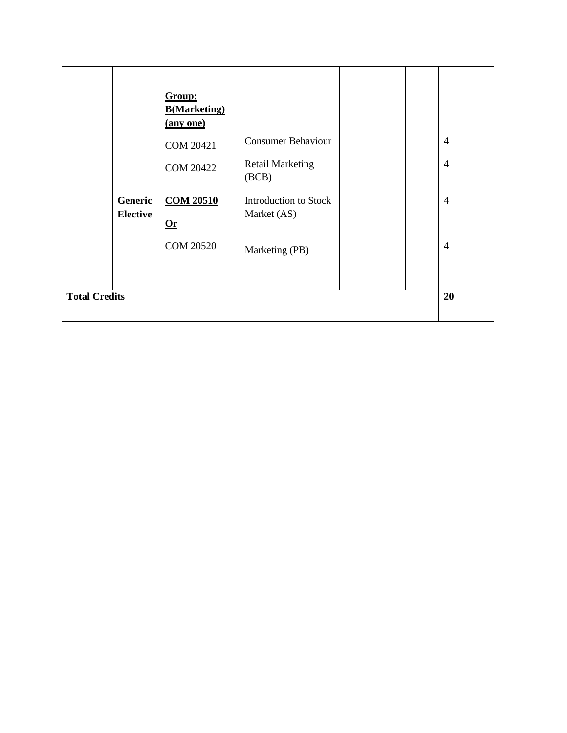| | | | | | | | |
|---|---|---|---|---|---|---|---|
| | | **Group: B(Marketing) (any one)**<br>COM 20421<br>COM 20422 | <br>Consumer Behaviour<br>Retail Marketing (BCB) | | | | <br>4<br>4 |
| | **Generic Elective** | **COM 20510**<br>**Or**<br>COM 20520 | Introduction to Stock Market (AS)<br>Marketing (PB) | | | | 4<br>4 |
| **Total Credits** | | | | | | | **20** |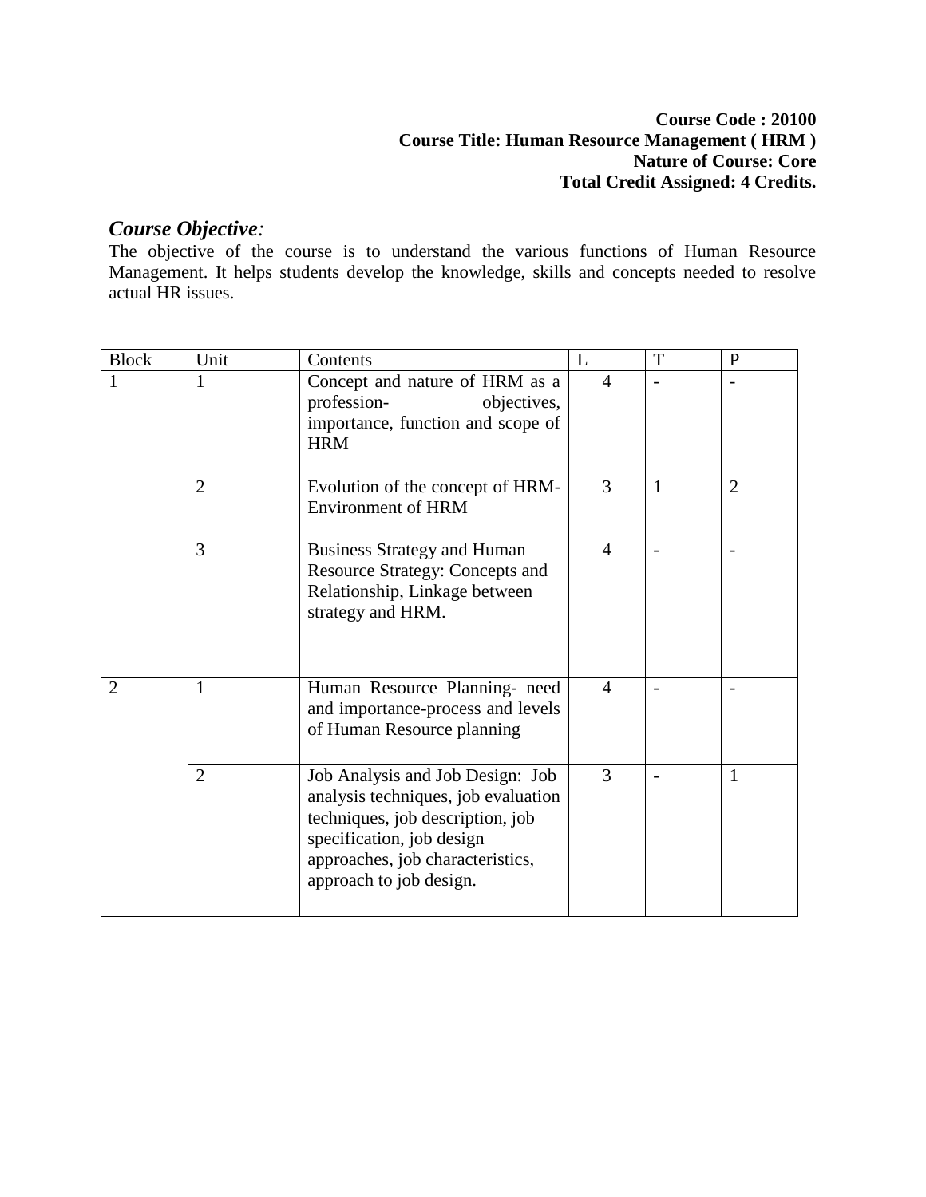**Course Code : 20100**
**Course Title: Human Resource Management ( HRM )**
**Nature of Course: Core**
**Total Credit Assigned: 4 Credits.**

## *Course Objective:*

The objective of the course is to understand the various functions of Human Resource Management. It helps students develop the knowledge, skills and concepts needed to resolve actual HR issues.

| Block | Unit | Contents | L | T | P |
|---|---|---|---|---|---|
| 1 | 1 | Concept and nature of HRM as a profession- objectives, importance, function and scope of HRM | 4 | - | - |
| | 2 | Evolution of the concept of HRM- Environment of HRM | 3 | 1 | 2 |
| | 3 | Business Strategy and Human Resource Strategy: Concepts and Relationship, Linkage between strategy and HRM. | 4 | - | - |
| 2 | 1 | Human Resource Planning- need and importance-process and levels of Human Resource planning | 4 | - | - |
| | 2 | Job Analysis and Job Design: Job analysis techniques, job evaluation techniques, job description, job specification, job design approaches, job characteristics, approach to job design. | 3 | - | 1 |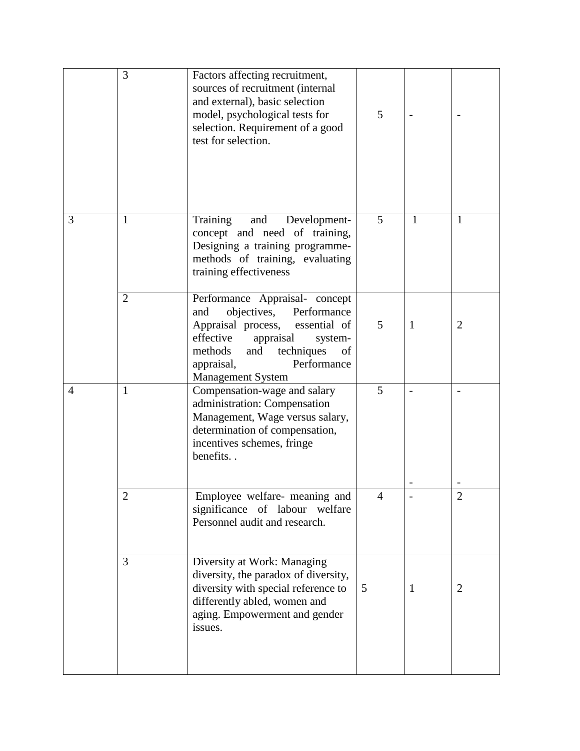| | | | | | |
|---|---|---|---|---|---|
| | 3 | Factors affecting recruitment, sources of recruitment (internal and external), basic selection model, psychological tests for selection. Requirement of a good test for selection. | 5 | - | - |
| 3 | 1 | Training and Development- concept and need of training, Designing a training programme- methods of training, evaluating training effectiveness | 5 | 1 | 1 |
| | 2 | Performance Appraisal- concept and objectives, Performance Appraisal process, essential of effective appraisal system- methods and techniques of appraisal, Performance Management System | 5 | 1 | 2 |
| 4 | 1 | Compensation-wage and salary administration: Compensation Management, Wage versus salary, determination of compensation, incentives schemes, fringe benefits. . | 5 | - - | - - |
| | 2 | Employee welfare- meaning and significance of labour welfare Personnel audit and research. | 4 | - | 2 |
| | 3 | Diversity at Work: Managing diversity, the paradox of diversity, diversity with special reference to differently abled, women and aging. Empowerment and gender issues. | 5 | 1 | 2 |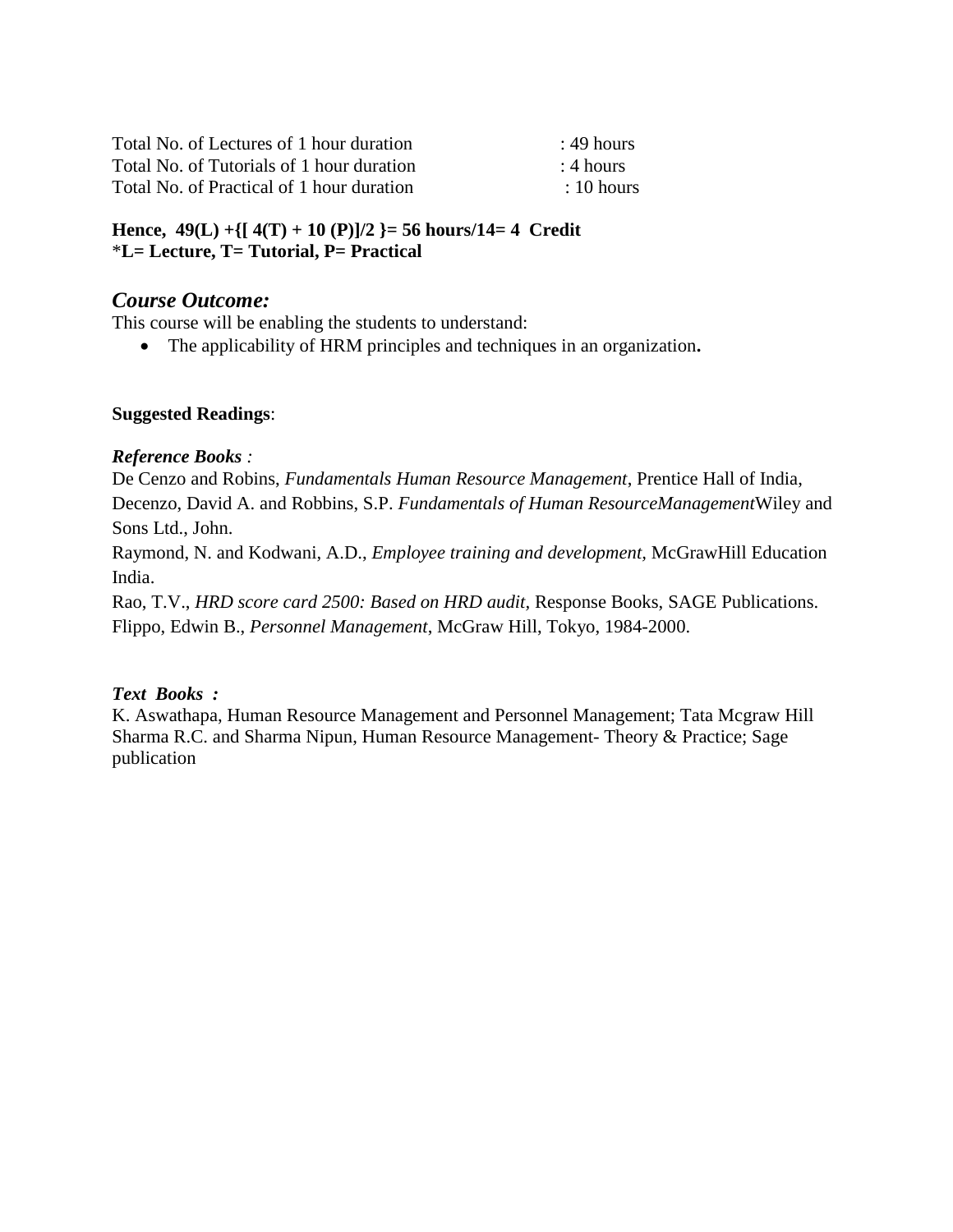Total No. of Lectures of 1 hour duration : 49 hours
Total No. of Tutorials of 1 hour duration : 4 hours
Total No. of Practical of 1 hour duration : 10 hours

**Hence, 49(L) +{[ 4(T) + 10 (P)]/2 }= 56 hours/14= 4 Credit**
***L= Lecture, T= Tutorial, P= Practical**

## *Course Outcome:*

This course will be enabling the students to understand:

- The applicability of HRM principles and techniques in an organization**.**

**Suggested Readings**:

***Reference Books*** *:*

De Cenzo and Robins, *Fundamentals Human Resource Management*, Prentice Hall of India,
Decenzo, David A. and Robbins, S.P. *Fundamentals of Human ResourceManagement*Wiley and Sons Ltd., John.
Raymond, N. and Kodwani, A.D., *Employee training and development,* McGrawHill Education India.
Rao, T.V., *HRD score card 2500: Based on HRD audit*, Response Books, SAGE Publications.
Flippo, Edwin B., *Personnel Management*, McGraw Hill, Tokyo, 1984-2000.

***Text Books :***

K. Aswathapa, Human Resource Management and Personnel Management; Tata Mcgraw Hill
Sharma R.C. and Sharma Nipun, Human Resource Management- Theory & Practice; Sage publication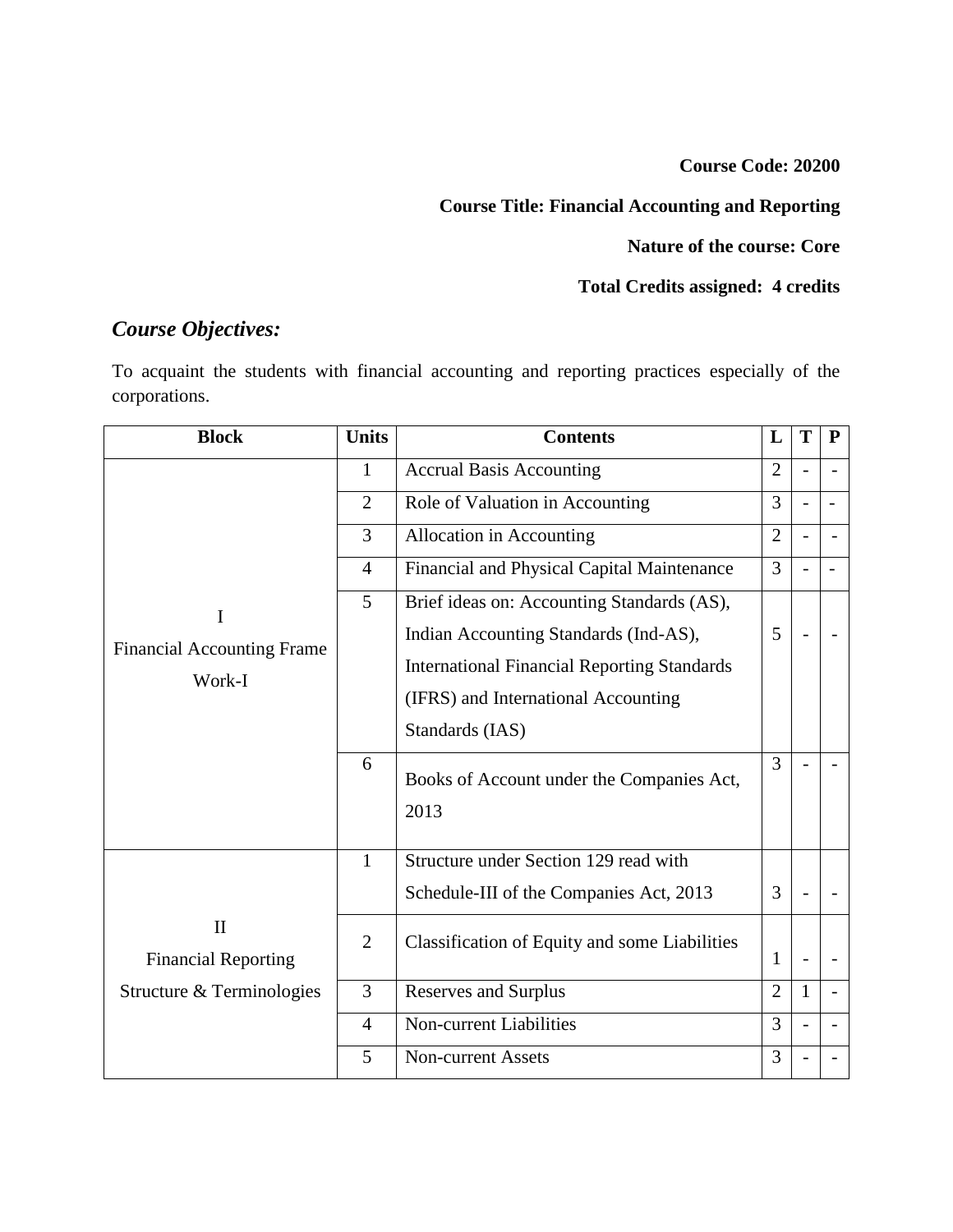**Course Code: 20200**

**Course Title: Financial Accounting and Reporting**

**Nature of the course: Core**

**Total Credits assigned: 4 credits**

## *Course Objectives:*

To acquaint the students with financial accounting and reporting practices especially of the corporations.

| Block | Units | Contents | L | T | P |
|---|---|---|---|---|---|
| I Financial Accounting Frame Work-I | 1 | Accrual Basis Accounting | 2 | - | - |
| | 2 | Role of Valuation in Accounting | 3 | - | - |
| | 3 | Allocation in Accounting | 2 | - | - |
| | 4 | Financial and Physical Capital Maintenance | 3 | - | - |
| | 5 | Brief ideas on: Accounting Standards (AS), Indian Accounting Standards (Ind-AS), International Financial Reporting Standards (IFRS) and International Accounting Standards (IAS) | 5 | - | - |
| | 6 | Books of Account under the Companies Act, 2013 | 3 | - | - |
| II Financial Reporting Structure & Terminologies | 1 | Structure under Section 129 read with Schedule-III of the Companies Act, 2013 | 3 | - | - |
| | 2 | Classification of Equity and some Liabilities | 1 | - | - |
| | 3 | Reserves and Surplus | 2 | 1 | - |
| | 4 | Non-current Liabilities | 3 | - | - |
| | 5 | Non-current Assets | 3 | - | - |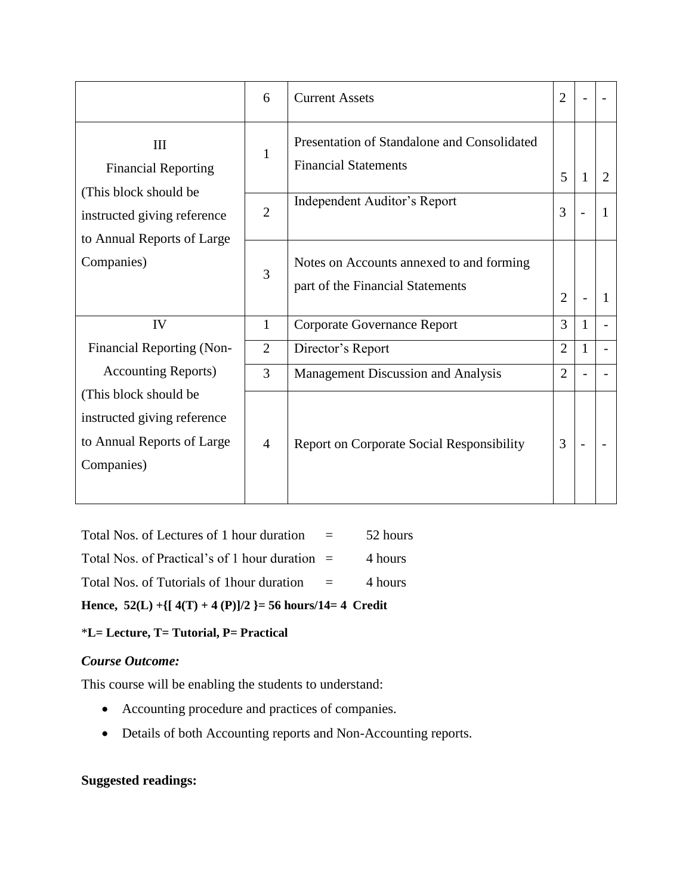| | | | | | |
|---|---|---|---|---|---|
| | 6 | Current Assets | 2 | - | - |
| III<br>Financial Reporting<br>(This block should be instructed giving reference to Annual Reports of Large Companies) | 1 | Presentation of Standalone and Consolidated Financial Statements | 5 | 1 | 2 |
| | 2 | Independent Auditor's Report | 3 | - | 1 |
| | 3 | Notes on Accounts annexed to and forming part of the Financial Statements | 2 | - | 1 |
| IV<br>Financial Reporting (Non-Accounting Reports)<br>(This block should be instructed giving reference to Annual Reports of Large Companies) | 1 | Corporate Governance Report | 3 | 1 | - |
| | 2 | Director's Report | 2 | 1 | - |
| | 3 | Management Discussion and Analysis | 2 | - | - |
| | 4 | Report on Corporate Social Responsibility | 3 | - | - |

Total Nos. of Lectures of 1 hour duration = 52 hours

Total Nos. of Practical's of 1 hour duration = 4 hours

Total Nos. of Tutorials of 1hour duration = 4 hours

**Hence, 52(L) +{[ 4(T) + 4 (P)]/2 }= 56 hours/14= 4 Credit**

\***L= Lecture, T= Tutorial, P= Practical**

***Course Outcome:***

This course will be enabling the students to understand:

- Accounting procedure and practices of companies.
- Details of both Accounting reports and Non-Accounting reports.

**Suggested readings:**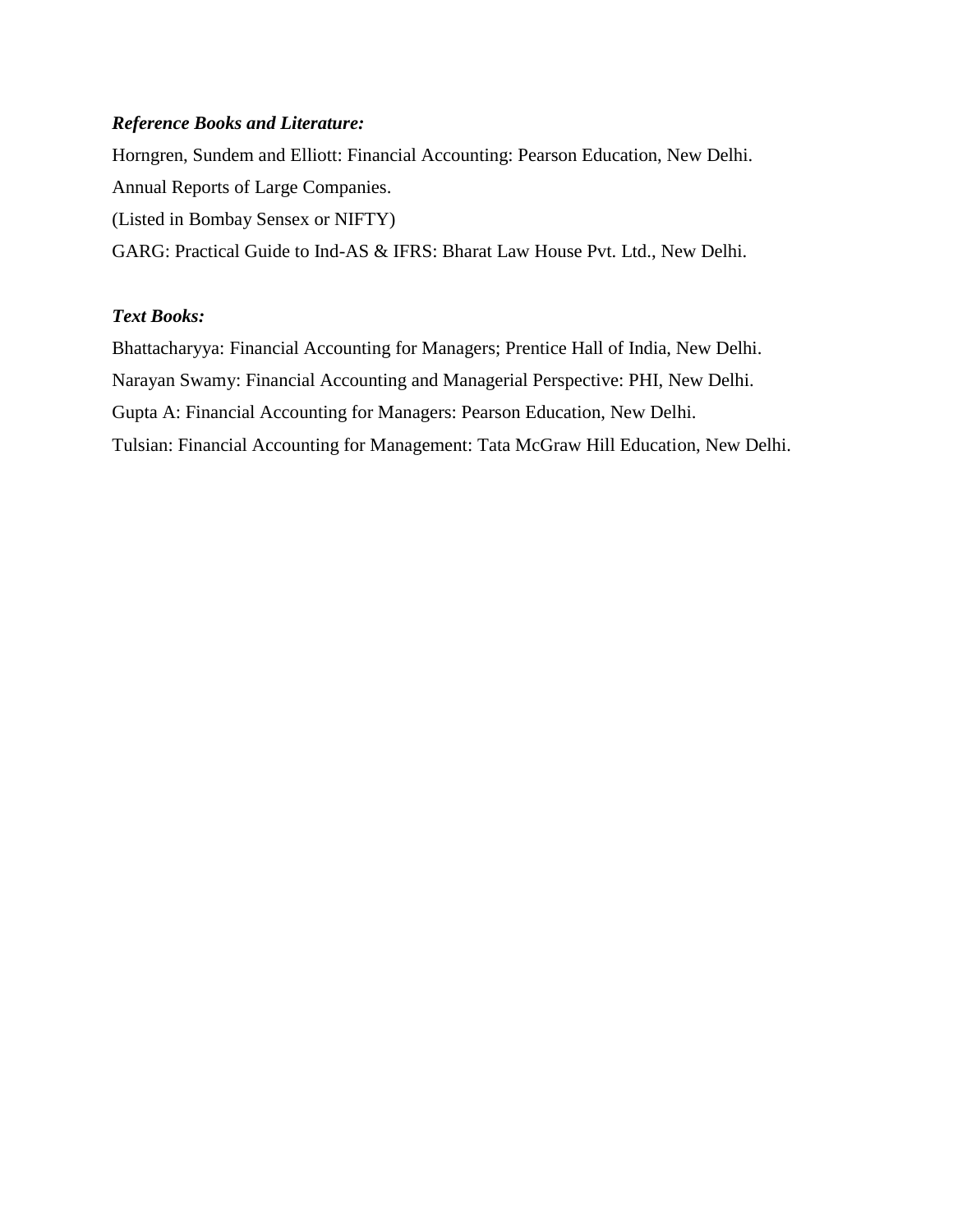***Reference Books and Literature:***

Horngren, Sundem and Elliott: Financial Accounting: Pearson Education, New Delhi.

Annual Reports of Large Companies.

(Listed in Bombay Sensex or NIFTY)

GARG: Practical Guide to Ind-AS & IFRS: Bharat Law House Pvt. Ltd., New Delhi.

***Text Books:***

Bhattacharyya: Financial Accounting for Managers; Prentice Hall of India, New Delhi.

Narayan Swamy: Financial Accounting and Managerial Perspective: PHI, New Delhi.

Gupta A: Financial Accounting for Managers: Pearson Education, New Delhi.

Tulsian: Financial Accounting for Management: Tata McGraw Hill Education, New Delhi.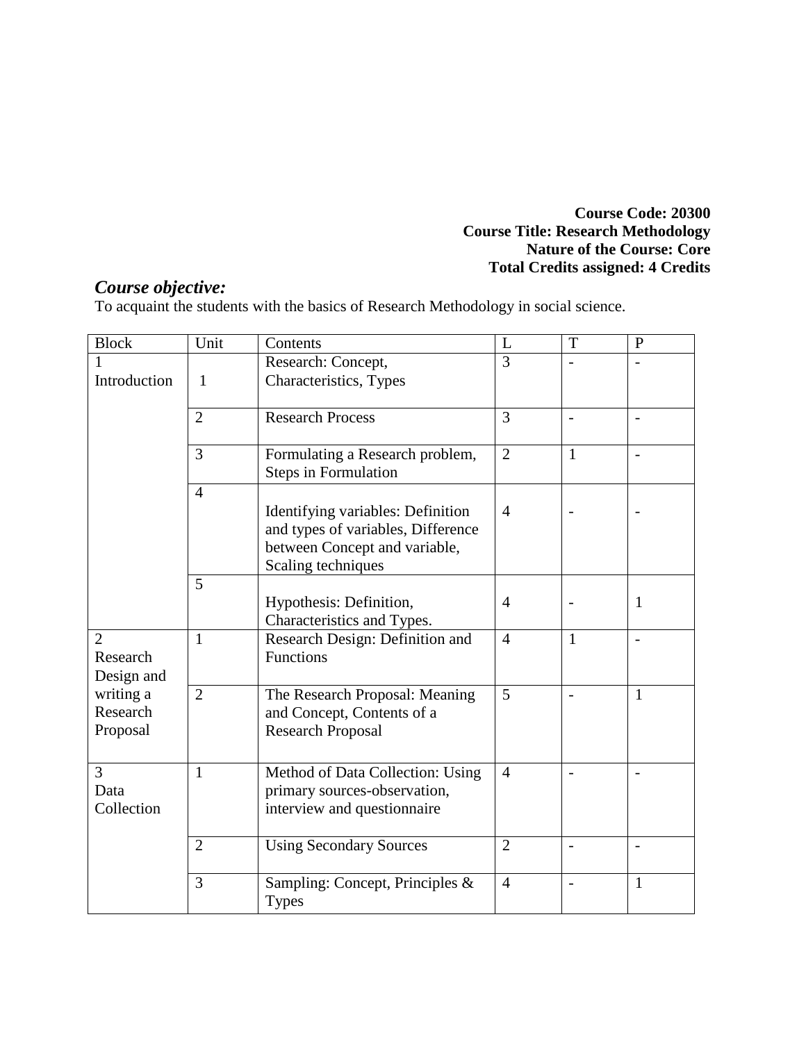**Course Code: 20300**
**Course Title: Research Methodology**
**Nature of the Course: Core**
**Total Credits assigned: 4 Credits**

## *Course objective:*

To acquaint the students with the basics of Research Methodology in social science.

| Block | Unit | Contents | L | T | P |
|---|---|---|---|---|---|
| 1 Introduction | 1 | Research: Concept, Characteristics, Types | 3 | - | - |
| | 2 | Research Process | 3 | - | - |
| | 3 | Formulating a Research problem, Steps in Formulation | 2 | 1 | - |
| | 4 | Identifying variables: Definition and types of variables, Difference between Concept and variable, Scaling techniques | 4 | - | - |
| | 5 | Hypothesis: Definition, Characteristics and Types. | 4 | - | 1 |
| 2 Research Design and writing a Research Proposal | 1 | Research Design: Definition and Functions | 4 | 1 | - |
| | 2 | The Research Proposal: Meaning and Concept, Contents of a Research Proposal | 5 | - | 1 |
| 3 Data Collection | 1 | Method of Data Collection: Using primary sources-observation, interview and questionnaire | 4 | - | - |
| | 2 | Using Secondary Sources | 2 | - | - |
| | 3 | Sampling: Concept, Principles & Types | 4 | - | 1 |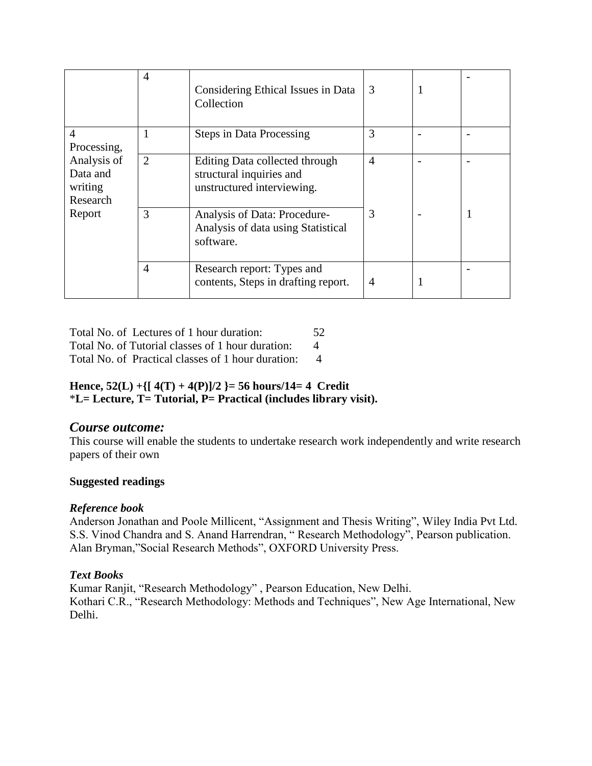| | 4 | Considering Ethical Issues in Data Collection | 3 | 1 | - |
|---|---|---|---|---|---|
| 4 Processing, Analysis of Data and writing Research Report | 1 | Steps in Data Processing | 3 | - | - |
| | 2 | Editing Data collected through structural inquiries and unstructured interviewing. | 4 | - | - |
| | 3 | Analysis of Data: Procedure- Analysis of data using Statistical software. | 3 | - | 1 |
| | 4 | Research report: Types and contents, Steps in drafting report. | 4 | 1 | - |

Total No. of Lectures of 1 hour duration: 52
Total No. of Tutorial classes of 1 hour duration: 4
Total No. of Practical classes of 1 hour duration: 4

**Hence, 52(L) +{[ 4(T) + 4(P)]/2 }= 56 hours/14= 4 Credit**
***L= Lecture, T= Tutorial, P= Practical (includes library visit).**

## *Course outcome:*

This course will enable the students to undertake research work independently and write research papers of their own

**Suggested readings**

***Reference book***

Anderson Jonathan and Poole Millicent, "Assignment and Thesis Writing", Wiley India Pvt Ltd.
S.S. Vinod Chandra and S. Anand Harrendran, " Research Methodology", Pearson publication.
Alan Bryman,"Social Research Methods", OXFORD University Press.

***Text Books***

Kumar Ranjit, "Research Methodology" , Pearson Education, New Delhi.
Kothari C.R., "Research Methodology: Methods and Techniques", New Age International, New Delhi.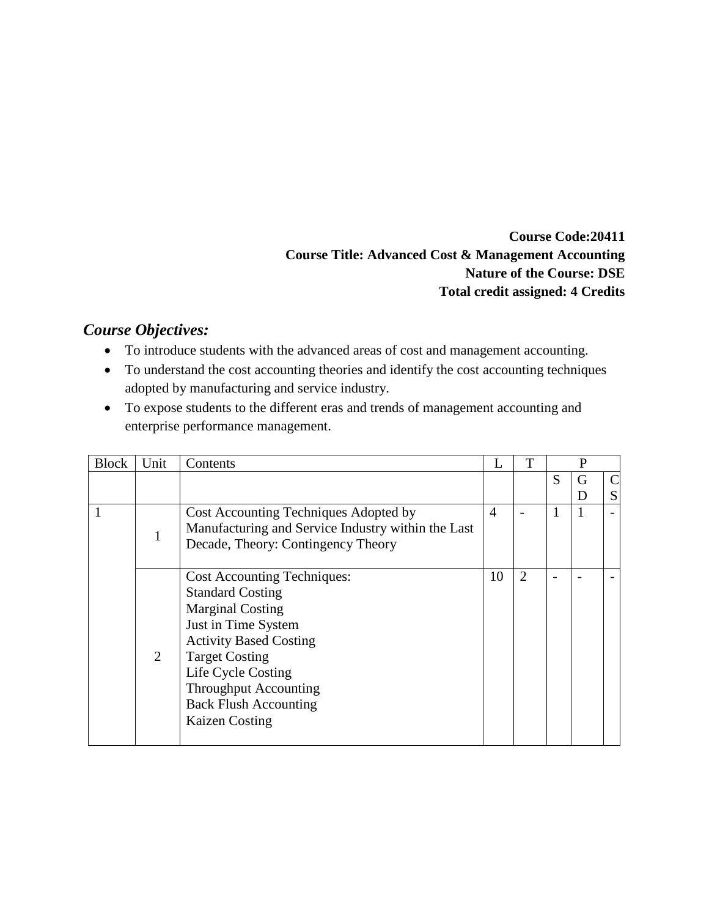**Course Code:20411**
**Course Title: Advanced Cost & Management Accounting**
**Nature of the Course: DSE**
**Total credit assigned: 4 Credits**

## *Course Objectives:*

- To introduce students with the advanced areas of cost and management accounting.
- To understand the cost accounting theories and identify the cost accounting techniques adopted by manufacturing and service industry.
- To expose students to the different eras and trends of management accounting and enterprise performance management.

| Block | Unit | Contents | L | T | P | | |
|---|---|---|---|---|---|---|---|
| | | | | | S | GD | CS |
| 1 | 1 | Cost Accounting Techniques Adopted by Manufacturing and Service Industry within the Last Decade, Theory: Contingency Theory | 4 | - | 1 | 1 | - |
| | 2 | Cost Accounting Techniques:<br>Standard Costing<br>Marginal Costing<br>Just in Time System<br>Activity Based Costing<br>Target Costing<br>Life Cycle Costing<br>Throughput Accounting<br>Back Flush Accounting<br>Kaizen Costing | 10 | 2 | - | - | - |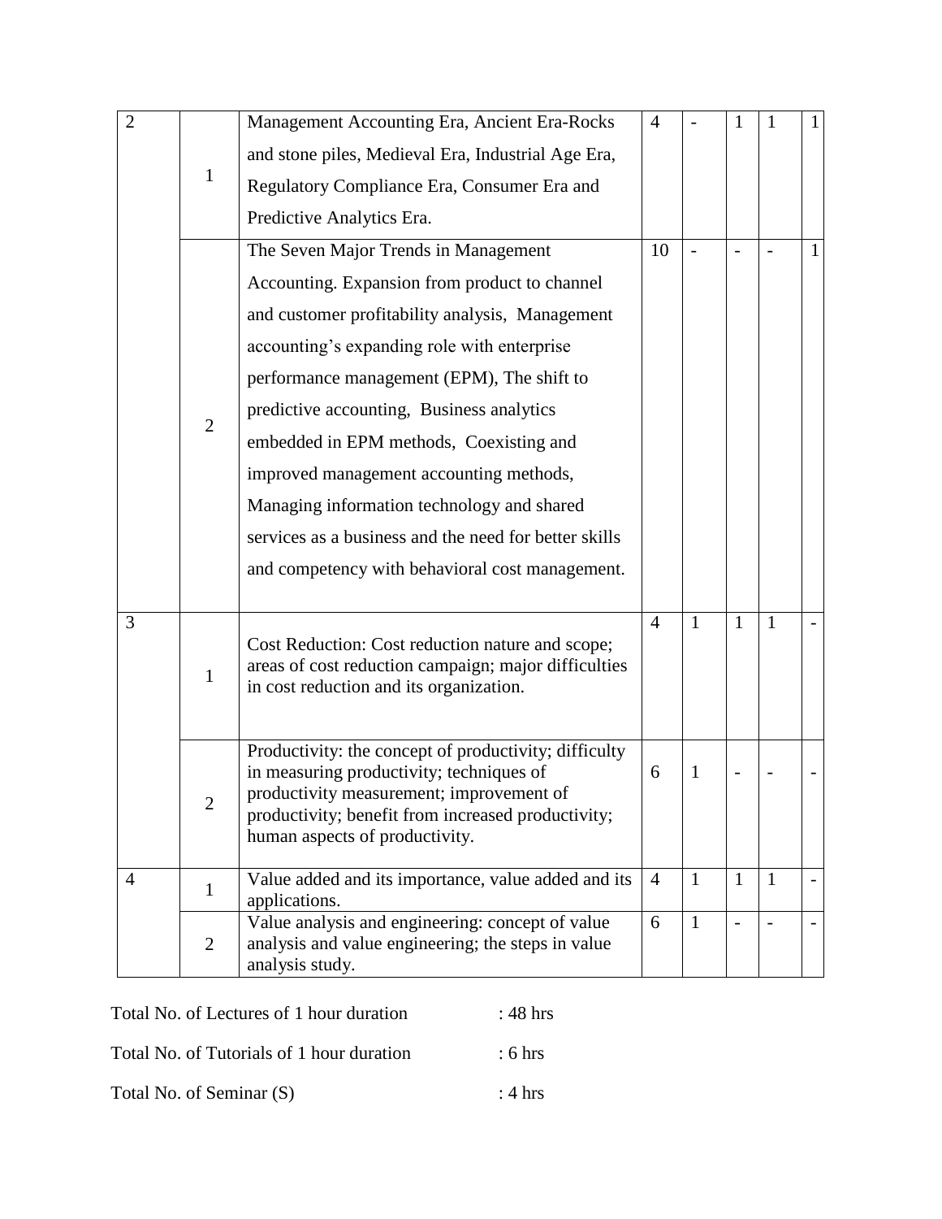| | | | | | | | |
|---|---|---|---|---|---|---|---|
| 2 | 1 | Management Accounting Era, Ancient Era-Rocks and stone piles, Medieval Era, Industrial Age Era, Regulatory Compliance Era, Consumer Era and Predictive Analytics Era. | 4 | - | 1 | 1 | 1 |
| | 2 | The Seven Major Trends in Management Accounting. Expansion from product to channel and customer profitability analysis, Management accounting's expanding role with enterprise performance management (EPM), The shift to predictive accounting, Business analytics embedded in EPM methods, Coexisting and improved management accounting methods, Managing information technology and shared services as a business and the need for better skills and competency with behavioral cost management. | 10 | - | - | - | 1 |
| 3 | 1 | Cost Reduction: Cost reduction nature and scope; areas of cost reduction campaign; major difficulties in cost reduction and its organization. | 4 | 1 | 1 | 1 | - |
| | 2 | Productivity: the concept of productivity; difficulty in measuring productivity; techniques of productivity measurement; improvement of productivity; benefit from increased productivity; human aspects of productivity. | 6 | 1 | - | - | - |
| 4 | 1 | Value added and its importance, value added and its applications. | 4 | 1 | 1 | 1 | - |
| | 2 | Value analysis and engineering: concept of value analysis and value engineering; the steps in value analysis study. | 6 | 1 | - | - | - |

Total No. of Lectures of 1 hour duration : 48 hrs

Total No. of Tutorials of 1 hour duration : 6 hrs

Total No. of Seminar (S) : 4 hrs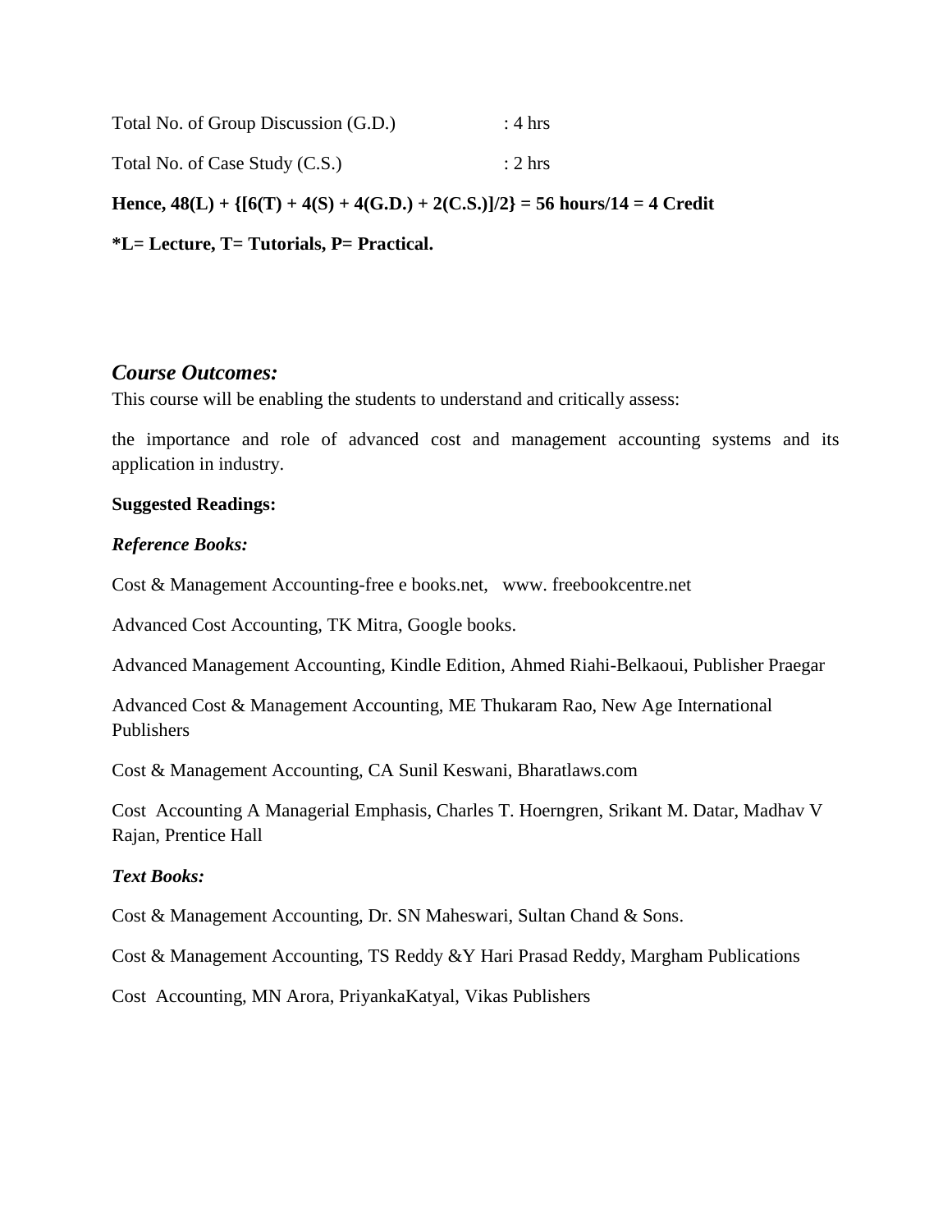Total No. of Group Discussion (G.D.) : 4 hrs

Total No. of Case Study (C.S.) : 2 hrs

**Hence, 48(L) + {[6(T) + 4(S) + 4(G.D.) + 2(C.S.)]/2} = 56 hours/14 = 4 Credit**

***L= Lecture, T= Tutorials, P= Practical.**

## *Course Outcomes:*

This course will be enabling the students to understand and critically assess:

the importance and role of advanced cost and management accounting systems and its application in industry.

**Suggested Readings:**

***Reference Books:***

Cost & Management Accounting-free e books.net, www. freebookcentre.net

Advanced Cost Accounting, TK Mitra, Google books.

Advanced Management Accounting, Kindle Edition, Ahmed Riahi-Belkaoui, Publisher Praegar

Advanced Cost & Management Accounting, ME Thukaram Rao, New Age International Publishers

Cost & Management Accounting, CA Sunil Keswani, Bharatlaws.com

Cost Accounting A Managerial Emphasis, Charles T. Hoerngren, Srikant M. Datar, Madhav V Rajan, Prentice Hall

***Text Books:***

Cost & Management Accounting, Dr. SN Maheswari, Sultan Chand & Sons.

Cost & Management Accounting, TS Reddy &Y Hari Prasad Reddy, Margham Publications

Cost Accounting, MN Arora, PriyankaKatyal, Vikas Publishers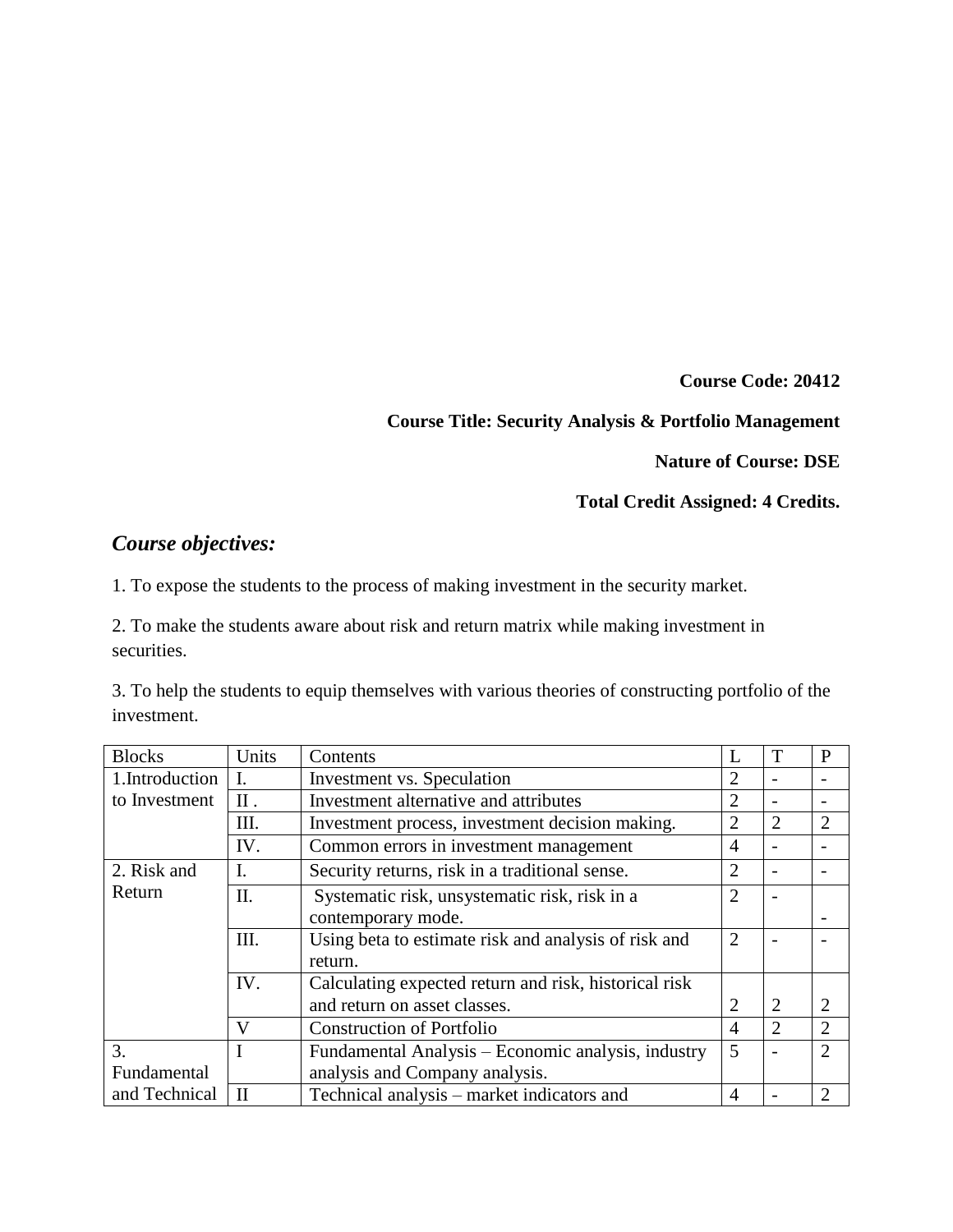**Course Code: 20412**

**Course Title: Security Analysis & Portfolio Management**

**Nature of Course: DSE**

**Total Credit Assigned: 4 Credits.**

## *Course objectives:*

1. To expose the students to the process of making investment in the security market.

2. To make the students aware about risk and return matrix while making investment in securities.

3. To help the students to equip themselves with various theories of constructing portfolio of the investment.

| Blocks | Units | Contents | L | T | P |
|---|---|---|---|---|---|
| 1.Introduction to Investment | I. | Investment vs. Speculation | 2 | - | - |
| | II . | Investment alternative and attributes | 2 | - | - |
| | III. | Investment process, investment decision making. | 2 | 2 | 2 |
| | IV. | Common errors in investment management | 4 | - | - |
| 2. Risk and Return | I. | Security returns, risk in a traditional sense. | 2 | - | - |
| | II. | Systematic risk, unsystematic risk, risk in a contemporary mode. | 2 | - | - |
| | III. | Using beta to estimate risk and analysis of risk and return. | 2 | - | - |
| | IV. | Calculating expected return and risk, historical risk and return on asset classes. | 2 | 2 | 2 |
| | V | Construction of Portfolio | 4 | 2 | 2 |
| 3. Fundamental and Technical | I | Fundamental Analysis – Economic analysis, industry analysis and Company analysis. | 5 | - | 2 |
| | II | Technical analysis – market indicators and | 4 | - | 2 |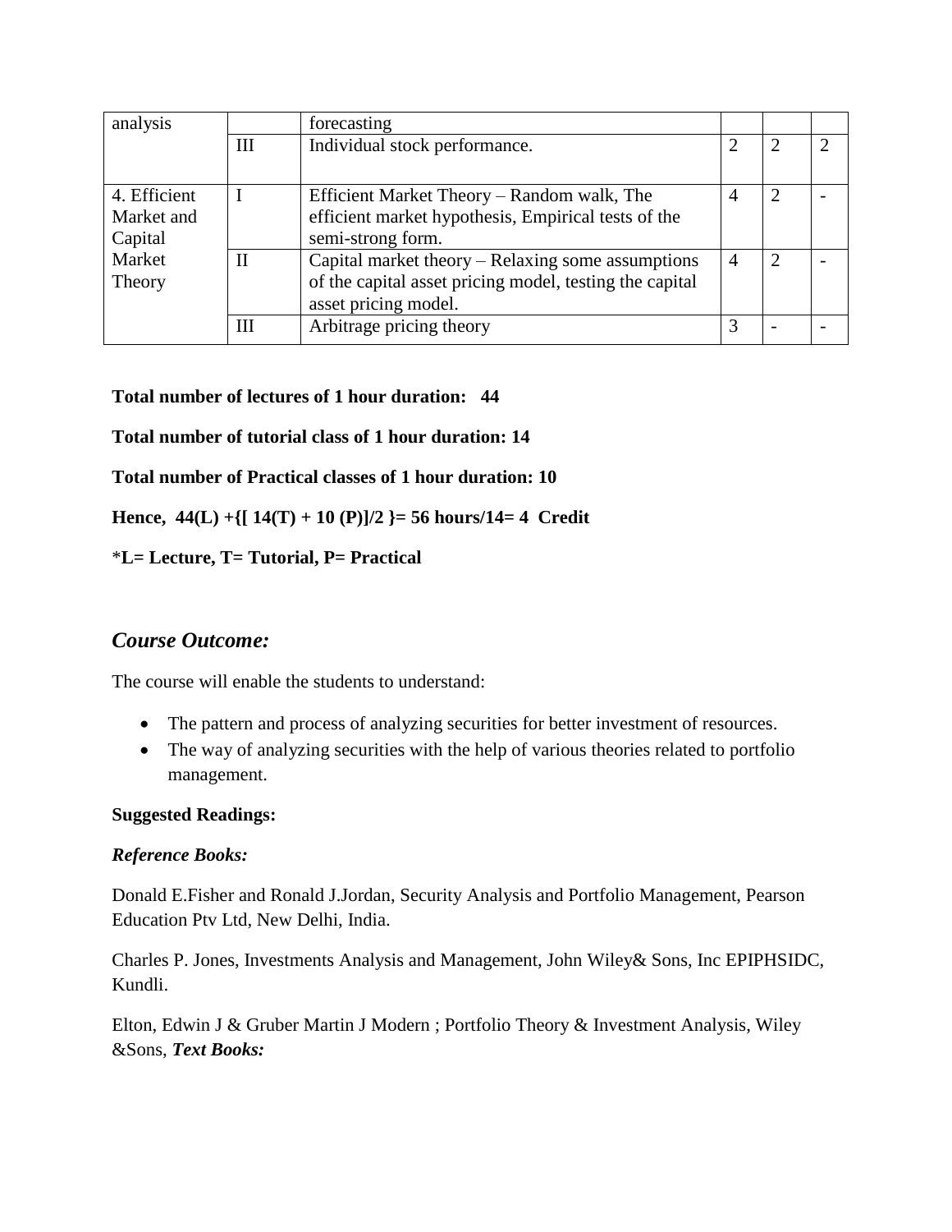| analysis | | forecasting | | | |
|---|---|---|---|---|---|
| | III | Individual stock performance. | 2 | 2 | 2 |
| 4. Efficient Market and Capital Market Theory | I | Efficient Market Theory – Random walk, The efficient market hypothesis, Empirical tests of the semi-strong form. | 4 | 2 | - |
| | II | Capital market theory – Relaxing some assumptions of the capital asset pricing model, testing the capital asset pricing model. | 4 | 2 | - |
| | III | Arbitrage pricing theory | 3 | - | - |

**Total number of lectures of 1 hour duration: 44**

**Total number of tutorial class of 1 hour duration: 14**

**Total number of Practical classes of 1 hour duration: 10**

**Hence, 44(L) +{[ 14(T) + 10 (P)]/2 }= 56 hours/14= 4 Credit**

***L= Lecture, T= Tutorial, P= Practical**

## *Course Outcome:*

The course will enable the students to understand:

- The pattern and process of analyzing securities for better investment of resources.
- The way of analyzing securities with the help of various theories related to portfolio management.

**Suggested Readings:**

***Reference Books:***

Donald E.Fisher and Ronald J.Jordan, Security Analysis and Portfolio Management, Pearson Education Ptv Ltd, New Delhi, India.

Charles P. Jones, Investments Analysis and Management, John Wiley& Sons, Inc EPIPHSIDC, Kundli.

Elton, Edwin J & Gruber Martin J Modern ; Portfolio Theory & Investment Analysis, Wiley &Sons, ***Text Books:***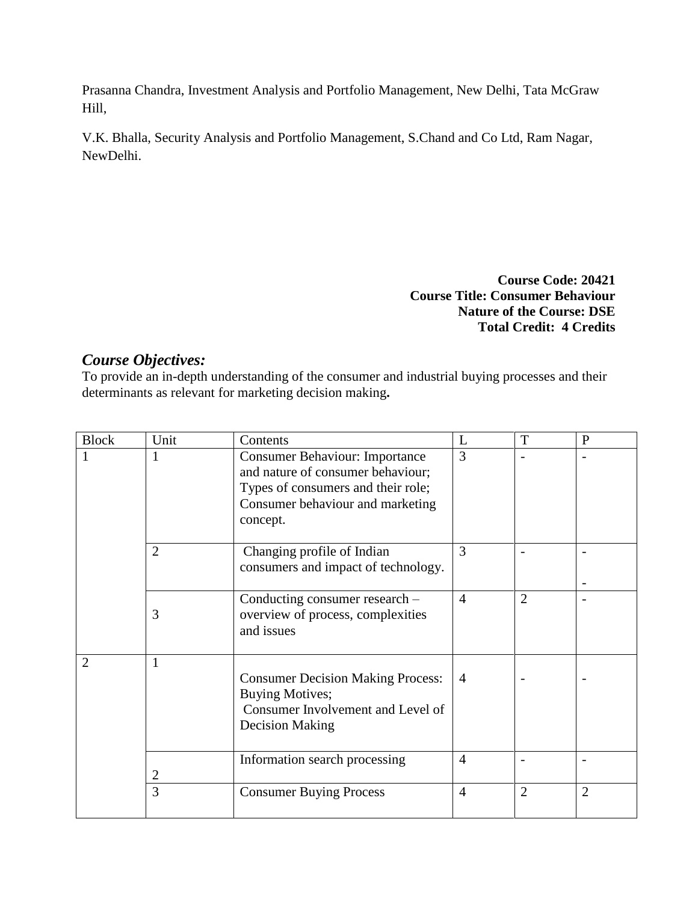Prasanna Chandra, Investment Analysis and Portfolio Management, New Delhi, Tata McGraw Hill,

V.K. Bhalla, Security Analysis and Portfolio Management, S.Chand and Co Ltd, Ram Nagar, NewDelhi.

**Course Code: 20421**
**Course Title: Consumer Behaviour**
**Nature of the Course: DSE**
**Total Credit: 4 Credits**

## *Course Objectives:*

To provide an in-depth understanding of the consumer and industrial buying processes and their determinants as relevant for marketing decision making**.**

| Block | Unit | Contents | L | T | P |
|---|---|---|---|---|---|
| 1 | 1 | Consumer Behaviour: Importance and nature of consumer behaviour; Types of consumers and their role; Consumer behaviour and marketing concept. | 3 | - | - |
| | 2 | Changing profile of Indian consumers and impact of technology. | 3 | - | - |
| | 3 | Conducting consumer research – overview of process, complexities and issues | 4 | 2 | - |
| 2 | 1 | Consumer Decision Making Process: Buying Motives; Consumer Involvement and Level of Decision Making | 4 | - | - |
| | 2 | Information search processing | 4 | - | - |
| | 3 | Consumer Buying Process | 4 | 2 | 2 |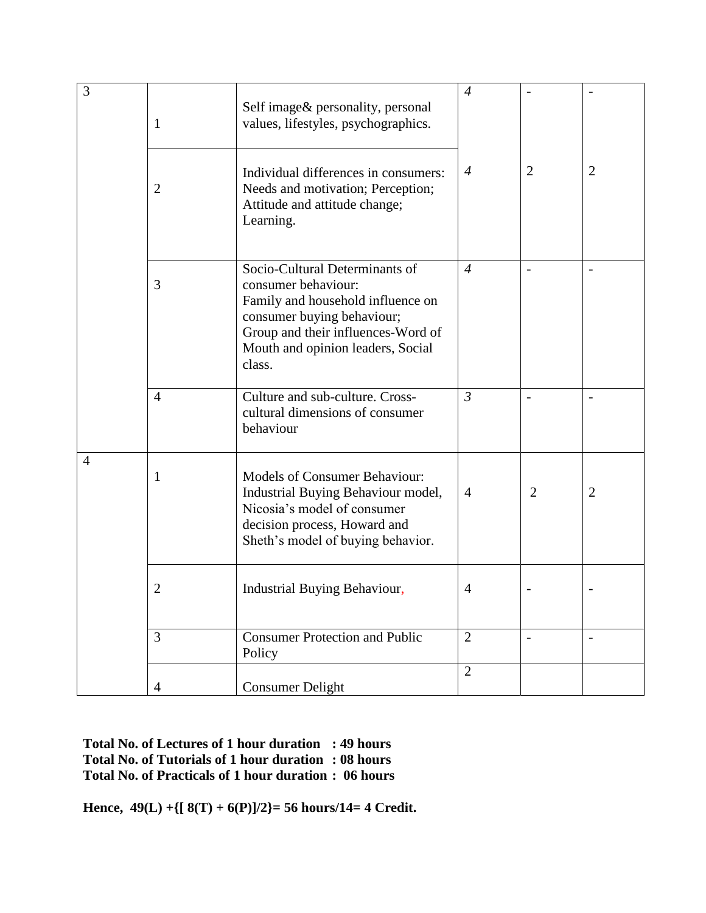| | | | | | |
|---|---|---|---|---|---|
| 3 | 1 | Self image& personality, personal values, lifestyles, psychographics. | *4* | - | - |
| | 2 | Individual differences in consumers: Needs and motivation; Perception; Attitude and attitude change; Learning. | *4* | 2 | 2 |
| | 3 | Socio-Cultural Determinants of consumer behaviour: Family and household influence on consumer buying behaviour; Group and their influences-Word of Mouth and opinion leaders, Social class. | *4* | - | - |
| | 4 | Culture and sub-culture. Cross-cultural dimensions of consumer behaviour | *3* | - | - |
| 4 | 1 | Models of Consumer Behaviour: Industrial Buying Behaviour model, Nicosia's model of consumer decision process, Howard and Sheth's model of buying behavior. | 4 | 2 | 2 |
| | 2 | Industrial Buying Behaviour, | 4 | - | - |
| | 3 | Consumer Protection and Public Policy | 2 | - | - |
| | 4 | Consumer Delight | 2 | | |

**Total No. of Lectures of 1 hour duration : 49 hours**
**Total No. of Tutorials of 1 hour duration : 08 hours**
**Total No. of Practicals of 1 hour duration : 06 hours**

**Hence, 49(L) +{[ 8(T) + 6(P)]/2}= 56 hours/14= 4 Credit.**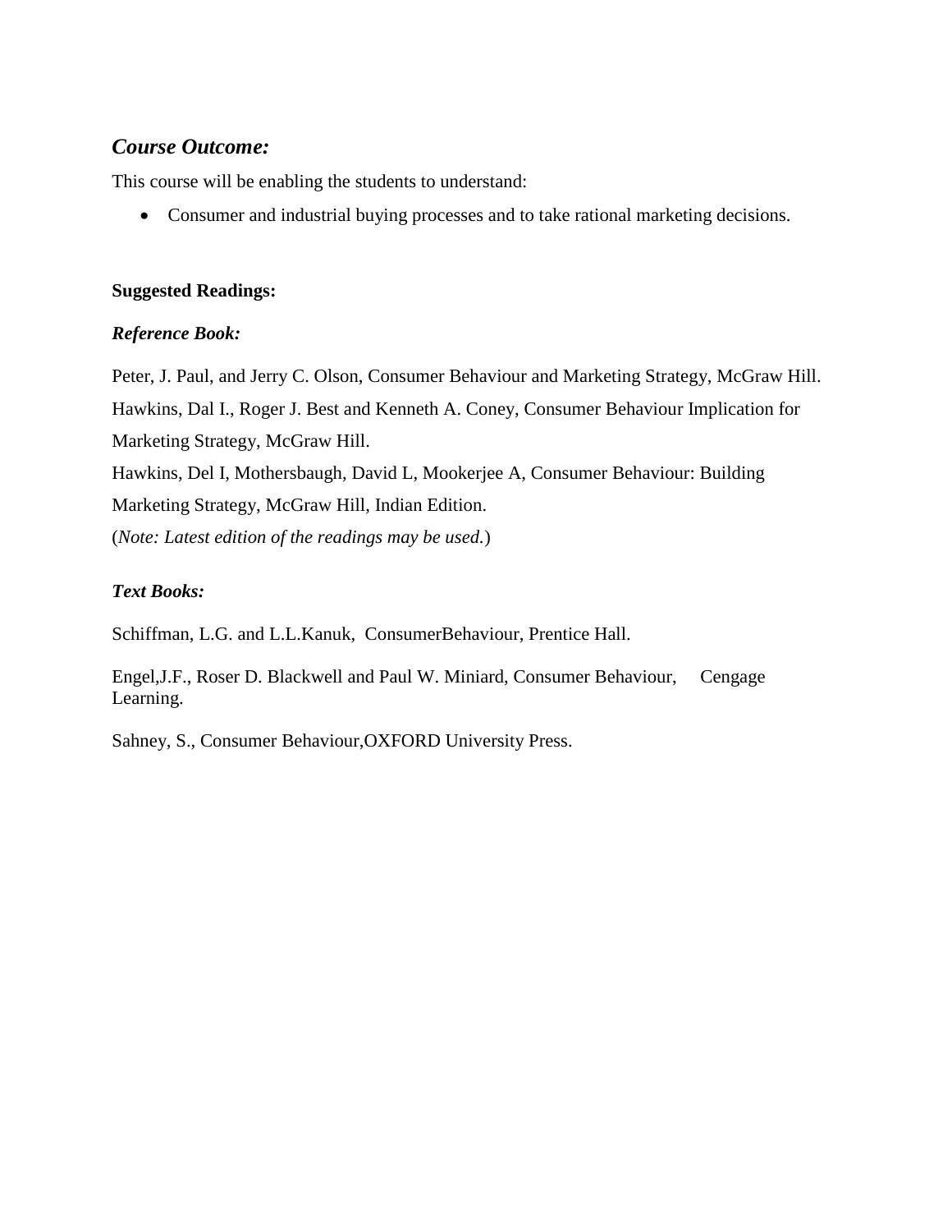### *Course Outcome:*

This course will be enabling the students to understand:

- Consumer and industrial buying processes and to take rational marketing decisions.

**Suggested Readings:**

***Reference Book:***

Peter, J. Paul, and Jerry C. Olson, Consumer Behaviour and Marketing Strategy, McGraw Hill.
Hawkins, Dal I., Roger J. Best and Kenneth A. Coney, Consumer Behaviour Implication for Marketing Strategy, McGraw Hill.
Hawkins, Del I, Mothersbaugh, David L, Mookerjee A, Consumer Behaviour: Building Marketing Strategy, McGraw Hill, Indian Edition.
(*Note: Latest edition of the readings may be used.*)

***Text Books:***

Schiffman, L.G. and L.L.Kanuk, ConsumerBehaviour, Prentice Hall.

Engel,J.F., Roser D. Blackwell and Paul W. Miniard, Consumer Behaviour, Cengage Learning.

Sahney, S., Consumer Behaviour,OXFORD University Press.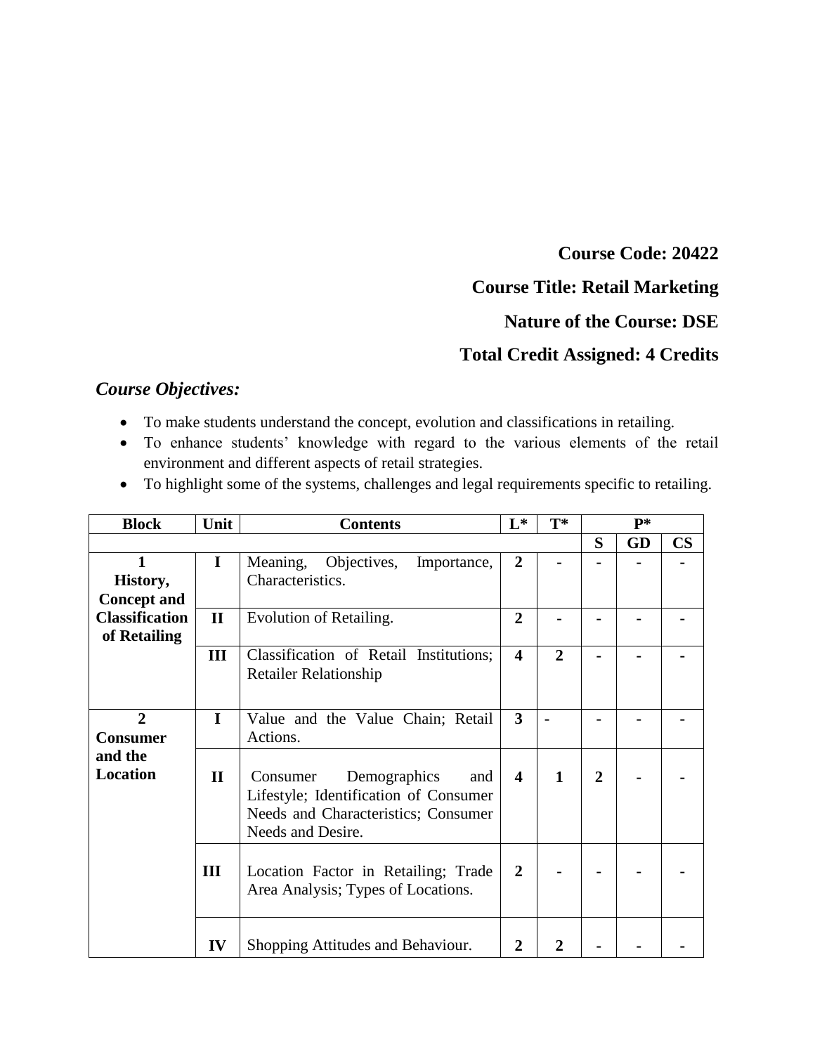**Course Code: 20422**

**Course Title: Retail Marketing**

**Nature of the Course: DSE**

**Total Credit Assigned: 4 Credits**

## *Course Objectives:*

- To make students understand the concept, evolution and classifications in retailing.
- To enhance students' knowledge with regard to the various elements of the retail environment and different aspects of retail strategies.
- To highlight some of the systems, challenges and legal requirements specific to retailing.

| Block | Unit | Contents | L* | T* | P* | | |
|---|---|---|---|---|---|---|---|
| | | | | | S | GD | CS |
| **1 History, Concept and Classification of Retailing** | **I** | Meaning, Objectives, Importance, Characteristics. | **2** | **-** | **-** | **-** | **-** |
| | **II** | Evolution of Retailing. | **2** | **-** | **-** | **-** | **-** |
| | **III** | Classification of Retail Institutions; Retailer Relationship | **4** | **2** | **-** | **-** | **-** |
| **2 Consumer and the Location** | **I** | Value and the Value Chain; Retail Actions. | **3** | **-** | **-** | **-** | **-** |
| | **II** | Consumer Demographics and Lifestyle; Identification of Consumer Needs and Characteristics; Consumer Needs and Desire. | **4** | **1** | **2** | **-** | **-** |
| | **III** | Location Factor in Retailing; Trade Area Analysis; Types of Locations. | **2** | **-** | **-** | **-** | **-** |
| | **IV** | Shopping Attitudes and Behaviour. | **2** | **2** | **-** | **-** | **-** |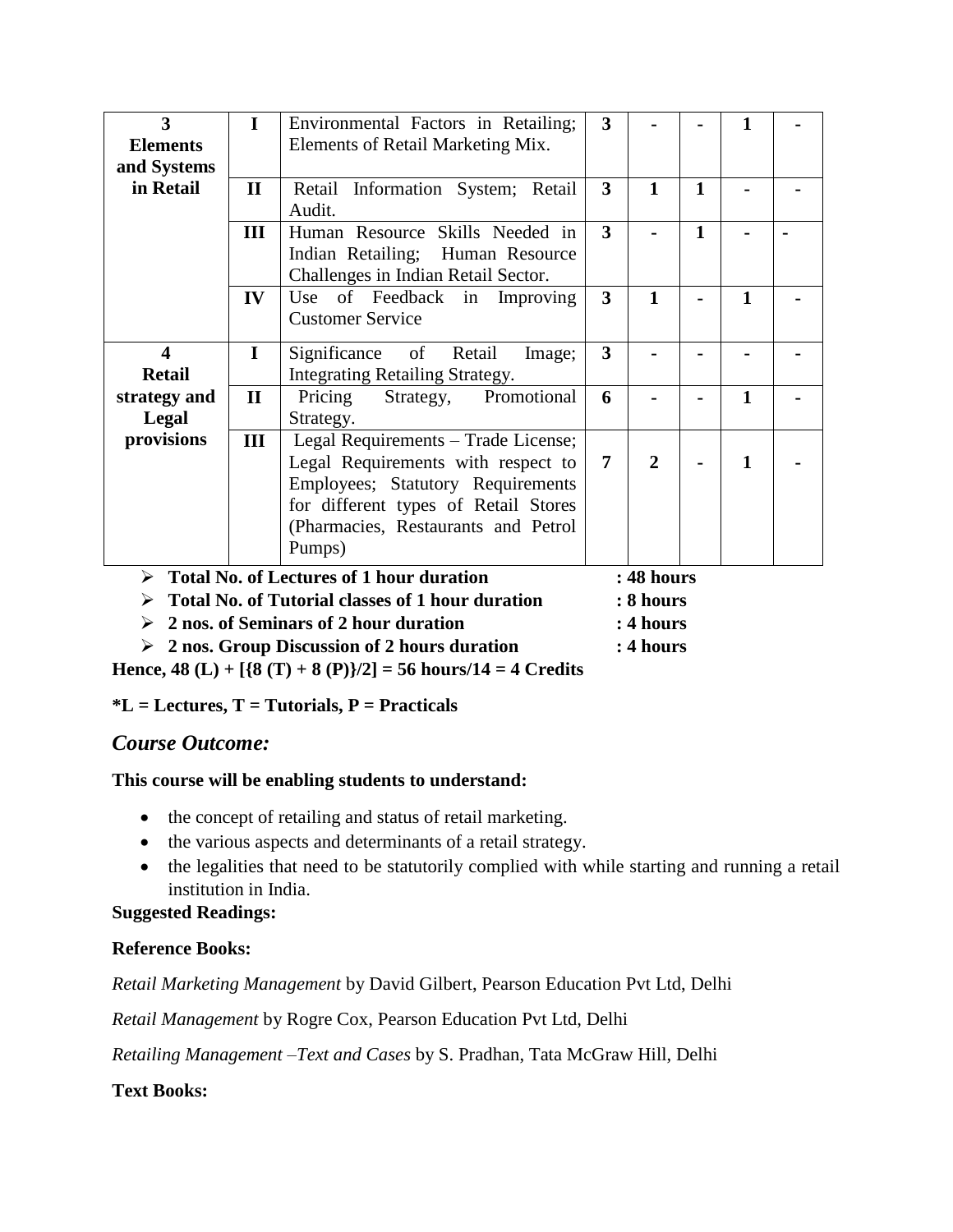| | | | | | | | |
|---|---|---|---|---|---|---|---|
| **3 Elements and Systems in Retail** | **I** | Environmental Factors in Retailing; Elements of Retail Marketing Mix. | **3** | **-** | **-** | **1** | **-** |
| | **II** | Retail Information System; Retail Audit. | **3** | **1** | **1** | **-** | **-** |
| | **III** | Human Resource Skills Needed in Indian Retailing; Human Resource Challenges in Indian Retail Sector. | **3** | **-** | **1** | **-** | **-** |
| | **IV** | Use of Feedback in Improving Customer Service | **3** | **1** | **-** | **1** | **-** |
| **4 Retail strategy and Legal provisions** | **I** | Significance of Retail Image; Integrating Retailing Strategy. | **3** | **-** | **-** | **-** | **-** |
| | **II** | Pricing Strategy, Promotional Strategy. | **6** | **-** | **-** | **1** | **-** |
| | **III** | Legal Requirements – Trade License; Legal Requirements with respect to Employees; Statutory Requirements for different types of Retail Stores (Pharmacies, Restaurants and Petrol Pumps) | **7** | **2** | **-** | **1** | **-** |

- **Total No. of Lectures of 1 hour duration : 48 hours**
- **Total No. of Tutorial classes of 1 hour duration : 8 hours**
- **2 nos. of Seminars of 2 hour duration : 4 hours**
- **2 nos. Group Discussion of 2 hours duration : 4 hours**

**Hence, 48 (L) + [{8 (T) + 8 (P)}/2] = 56 hours/14 = 4 Credits**

**\*L = Lectures, T = Tutorials, P = Practicals**

## *Course Outcome:*

**This course will be enabling students to understand:**

- the concept of retailing and status of retail marketing.
- the various aspects and determinants of a retail strategy.
- the legalities that need to be statutorily complied with while starting and running a retail institution in India.

**Suggested Readings:**

**Reference Books:**

*Retail Marketing Management* by David Gilbert, Pearson Education Pvt Ltd, Delhi

*Retail Management* by Rogre Cox, Pearson Education Pvt Ltd, Delhi

*Retailing Management –Text and Cases* by S. Pradhan, Tata McGraw Hill, Delhi

**Text Books:**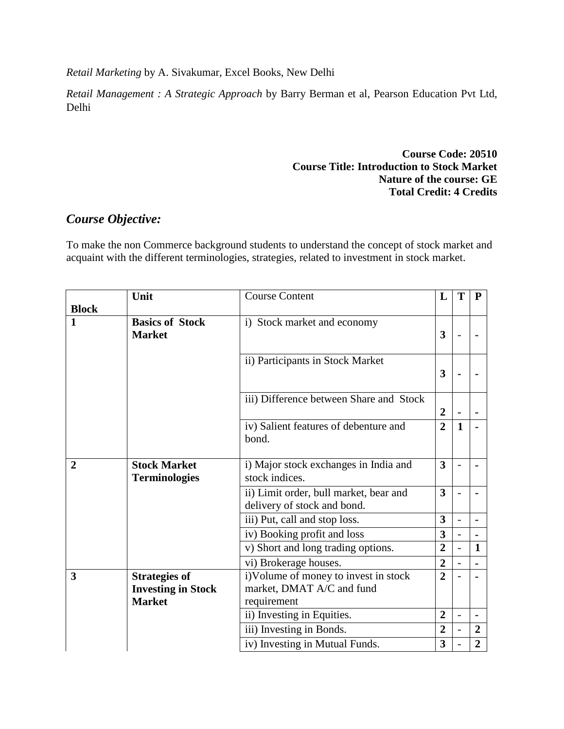*Retail Marketing* by A. Sivakumar, Excel Books, New Delhi

*Retail Management : A Strategic Approach* by Barry Berman et al, Pearson Education Pvt Ltd, Delhi

**Course Code: 20510**
**Course Title: Introduction to Stock Market**
**Nature of the course: GE**
**Total Credit: 4 Credits**

## *Course Objective:*

To make the non Commerce background students to understand the concept of stock market and acquaint with the different terminologies, strategies, related to investment in stock market.

| Block | Unit | Course Content | L | T | P |
|---|---|---|---|---|---|
| **1** | **Basics of Stock Market** | i) Stock market and economy | **3** | - | **-** |
| | | ii) Participants in Stock Market | **3** | **-** | **-** |
| | | iii) Difference between Share and Stock | **2** | **-** | **-** |
| | | iv) Salient features of debenture and bond. | **2** | **1** | **-** |
| **2** | **Stock Market Terminologies** | i) Major stock exchanges in India and stock indices. | **3** | - | **-** |
| | | ii) Limit order, bull market, bear and delivery of stock and bond. | **3** | - | **-** |
| | | iii) Put, call and stop loss. | **3** | - | **-** |
| | | iv) Booking profit and loss | **3** | - | **-** |
| | | v) Short and long trading options. | **2** | - | **1** |
| | | vi) Brokerage houses. | **2** | - | **-** |
| **3** | **Strategies of Investing in Stock Market** | i)Volume of money to invest in stock market, DMAT A/C and fund requirement | **2** | - | **-** |
| | | ii) Investing in Equities. | **2** | - | **-** |
| | | iii) Investing in Bonds. | **2** | - | **2** |
| | | iv) Investing in Mutual Funds. | **3** | - | **2** |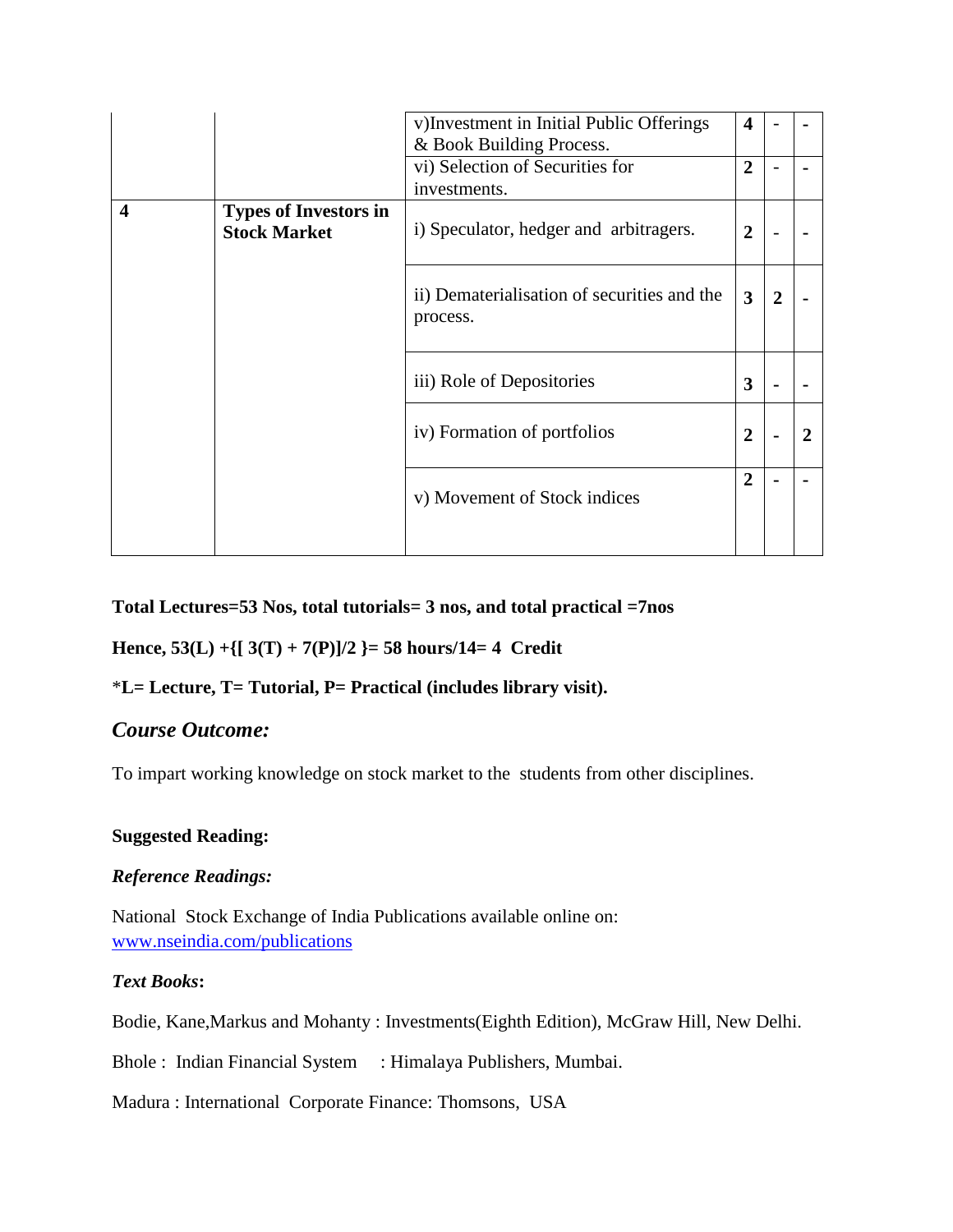| | | | | | |
|---|---|---|---|---|---|
| | | v)Investment in Initial Public Offerings & Book Building Process. | **4** | - | - |
| | | vi) Selection of Securities for investments. | **2** | - | - |
| **4** | **Types of Investors in Stock Market** | i) Speculator, hedger and arbitragers. | **2** | - | - |
| | | ii) Dematerialisation of securities and the process. | **3** | **2** | - |
| | | iii) Role of Depositories | **3** | - | - |
| | | iv) Formation of portfolios | **2** | - | **2** |
| | | v) Movement of Stock indices | **2** | - | - |

**Total Lectures=53 Nos, total tutorials= 3 nos, and total practical =7nos**

**Hence, 53(L) +{[ 3(T) + 7(P)]/2 }= 58 hours/14= 4 Credit**

*__L= Lecture, T= Tutorial, P= Practical (includes library visit).__

## *Course Outcome:*

To impart working knowledge on stock market to the students from other disciplines.

**Suggested Reading:**

***Reference Readings:***

National Stock Exchange of India Publications available online on: www.nseindia.com/publications

***Text Books*:**

Bodie, Kane,Markus and Mohanty : Investments(Eighth Edition), McGraw Hill, New Delhi.

Bhole : Indian Financial System : Himalaya Publishers, Mumbai.

Madura : International Corporate Finance: Thomsons, USA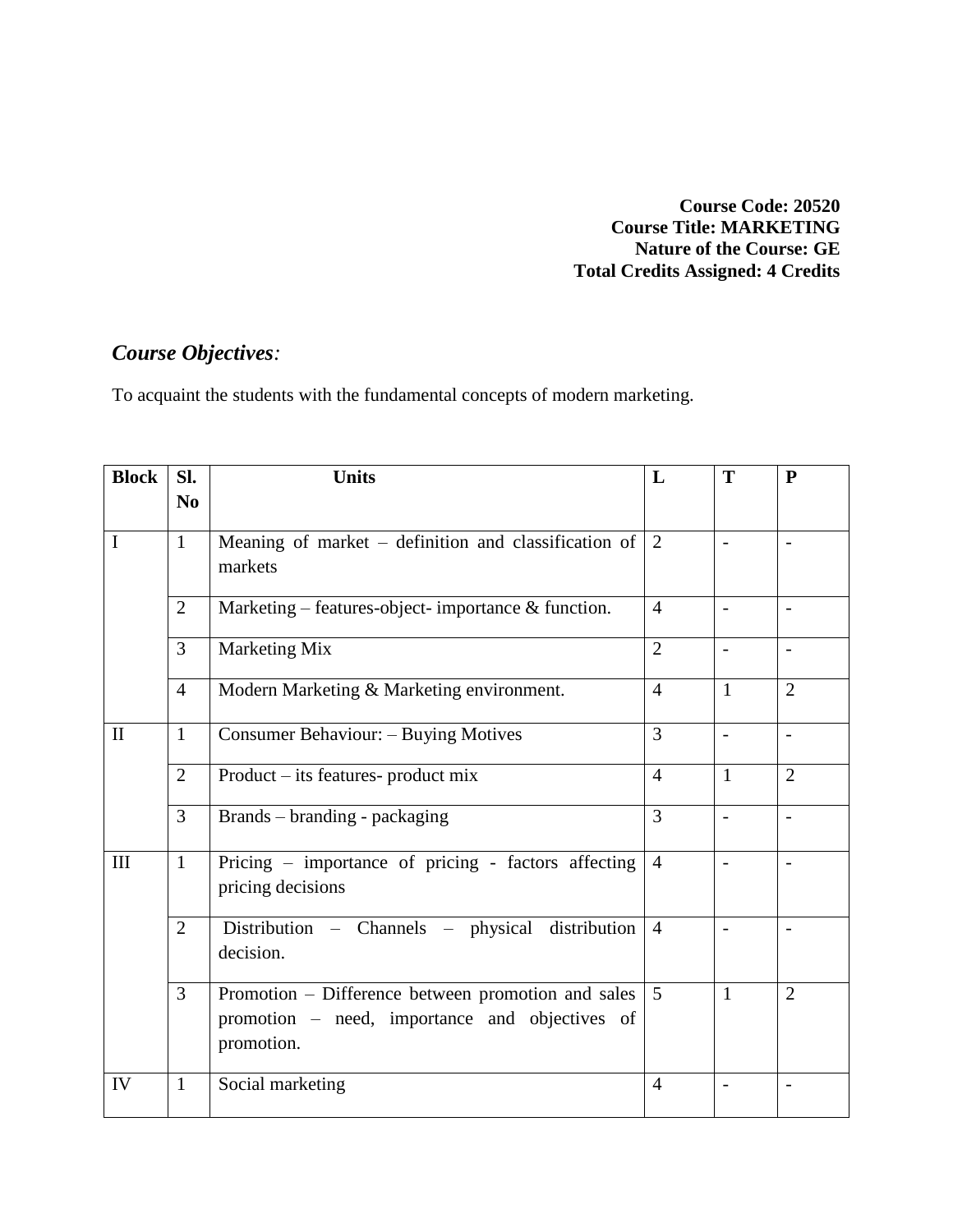**Course Code: 20520**
**Course Title: MARKETING**
**Nature of the Course: GE**
**Total Credits Assigned: 4 Credits**

## *Course Objectives:*

To acquaint the students with the fundamental concepts of modern marketing.

| Block | Sl. No | Units | L | T | P |
|---|---|---|---|---|---|
| I | 1 | Meaning of market – definition and classification of markets | 2 | - | - |
| | 2 | Marketing – features-object- importance & function. | 4 | - | - |
| | 3 | Marketing Mix | 2 | - | - |
| | 4 | Modern Marketing & Marketing environment. | 4 | 1 | 2 |
| II | 1 | Consumer Behaviour: – Buying Motives | 3 | - | - |
| | 2 | Product – its features- product mix | 4 | 1 | 2 |
| | 3 | Brands – branding - packaging | 3 | - | - |
| III | 1 | Pricing – importance of pricing - factors affecting pricing decisions | 4 | - | - |
| | 2 | Distribution – Channels – physical distribution decision. | 4 | - | - |
| | 3 | Promotion – Difference between promotion and sales promotion – need, importance and objectives of promotion. | 5 | 1 | 2 |
| IV | 1 | Social marketing | 4 | - | - |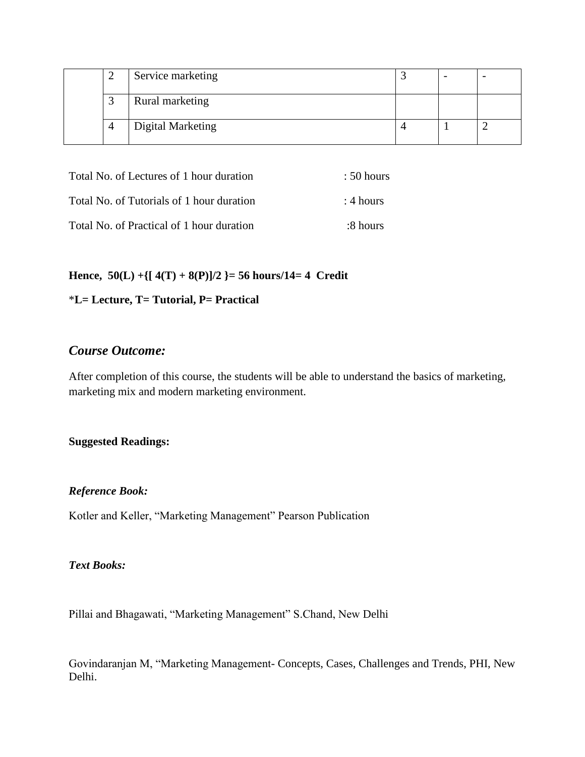| | | | | | |
|---|---|---|---|---|---|
| | 2 | Service marketing | 3 | - | - |
| | 3 | Rural marketing | | | |
| | 4 | Digital Marketing | 4 | 1 | 2 |

Total No. of Lectures of 1 hour duration : 50 hours

Total No. of Tutorials of 1 hour duration : 4 hours

Total No. of Practical of 1 hour duration :8 hours

**Hence, 50(L) +{[ 4(T) + 8(P)]/2 }= 56 hours/14= 4 Credit**

***L= Lecture, T= Tutorial, P= Practical**

## *Course Outcome:*

After completion of this course, the students will be able to understand the basics of marketing, marketing mix and modern marketing environment.

**Suggested Readings:**

***Reference Book:***

Kotler and Keller, "Marketing Management" Pearson Publication

***Text Books:***

Pillai and Bhagawati, "Marketing Management" S.Chand, New Delhi

Govindaranjan M, "Marketing Management- Concepts, Cases, Challenges and Trends, PHI, New Delhi.